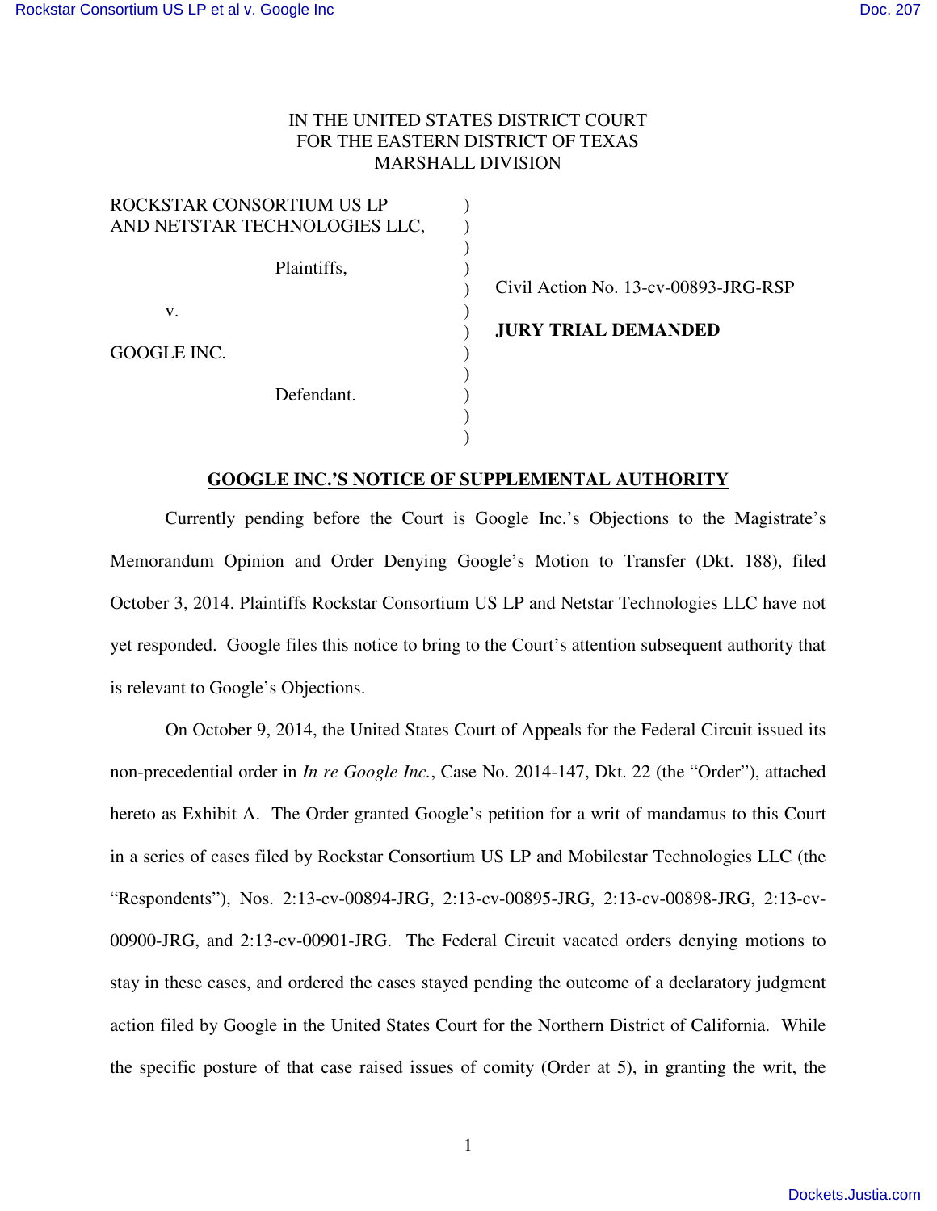IN THE UNITED STATES DISTRICT COURT
FOR THE EASTERN DISTRICT OF TEXAS
MARSHALL DIVISION

| | | |
|---|---|---|
| ROCKSTAR CONSORTIUM US LP AND NETSTAR TECHNOLOGIES LLC, | ) | |
| Plaintiffs, | ) | Civil Action No. 13-cv-00893-JRG-RSP |
| v. | ) | **JURY TRIAL DEMANDED** |
| GOOGLE INC. | ) | |
| Defendant. | ) | |

**GOOGLE INC.'S NOTICE OF SUPPLEMENTAL AUTHORITY**

Currently pending before the Court is Google Inc.'s Objections to the Magistrate's Memorandum Opinion and Order Denying Google's Motion to Transfer (Dkt. 188), filed October 3, 2014. Plaintiffs Rockstar Consortium US LP and Netstar Technologies LLC have not yet responded. Google files this notice to bring to the Court's attention subsequent authority that is relevant to Google's Objections.

On October 9, 2014, the United States Court of Appeals for the Federal Circuit issued its non-precedential order in *In re Google Inc.*, Case No. 2014-147, Dkt. 22 (the "Order"), attached hereto as Exhibit A. The Order granted Google's petition for a writ of mandamus to this Court in a series of cases filed by Rockstar Consortium US LP and Mobilestar Technologies LLC (the "Respondents"), Nos. 2:13-cv-00894-JRG, 2:13-cv-00895-JRG, 2:13-cv-00898-JRG, 2:13-cv-00900-JRG, and 2:13-cv-00901-JRG. The Federal Circuit vacated orders denying motions to stay in these cases, and ordered the cases stayed pending the outcome of a declaratory judgment action filed by Google in the United States Court for the Northern District of California. While the specific posture of that case raised issues of comity (Order at 5), in granting the writ, the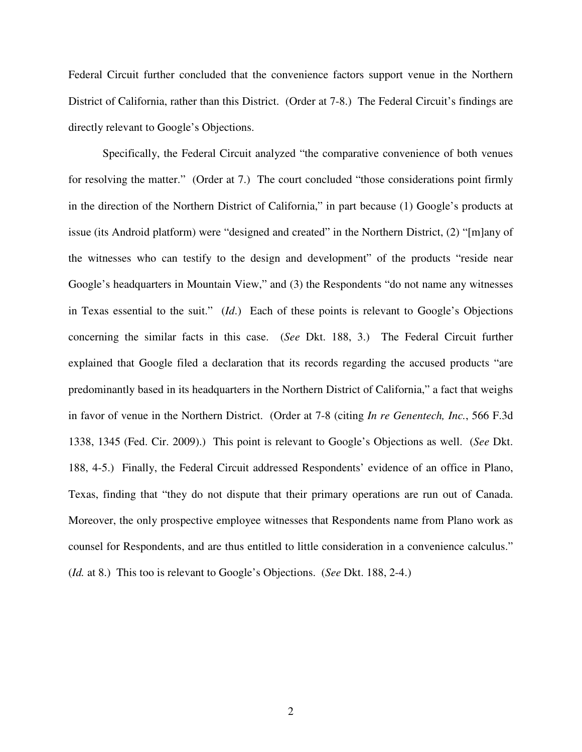Federal Circuit further concluded that the convenience factors support venue in the Northern District of California, rather than this District. (Order at 7-8.) The Federal Circuit's findings are directly relevant to Google's Objections.

Specifically, the Federal Circuit analyzed "the comparative convenience of both venues for resolving the matter." (Order at 7.) The court concluded "those considerations point firmly in the direction of the Northern District of California," in part because (1) Google's products at issue (its Android platform) were "designed and created" in the Northern District, (2) "[m]any of the witnesses who can testify to the design and development" of the products "reside near Google's headquarters in Mountain View," and (3) the Respondents "do not name any witnesses in Texas essential to the suit." (*Id.*) Each of these points is relevant to Google's Objections concerning the similar facts in this case. (*See* Dkt. 188, 3.) The Federal Circuit further explained that Google filed a declaration that its records regarding the accused products "are predominantly based in its headquarters in the Northern District of California," a fact that weighs in favor of venue in the Northern District. (Order at 7-8 (citing *In re Genentech, Inc.*, 566 F.3d 1338, 1345 (Fed. Cir. 2009).) This point is relevant to Google's Objections as well. (*See* Dkt. 188, 4-5.) Finally, the Federal Circuit addressed Respondents' evidence of an office in Plano, Texas, finding that "they do not dispute that their primary operations are run out of Canada. Moreover, the only prospective employee witnesses that Respondents name from Plano work as counsel for Respondents, and are thus entitled to little consideration in a convenience calculus." (*Id.* at 8.) This too is relevant to Google's Objections. (*See* Dkt. 188, 2-4.)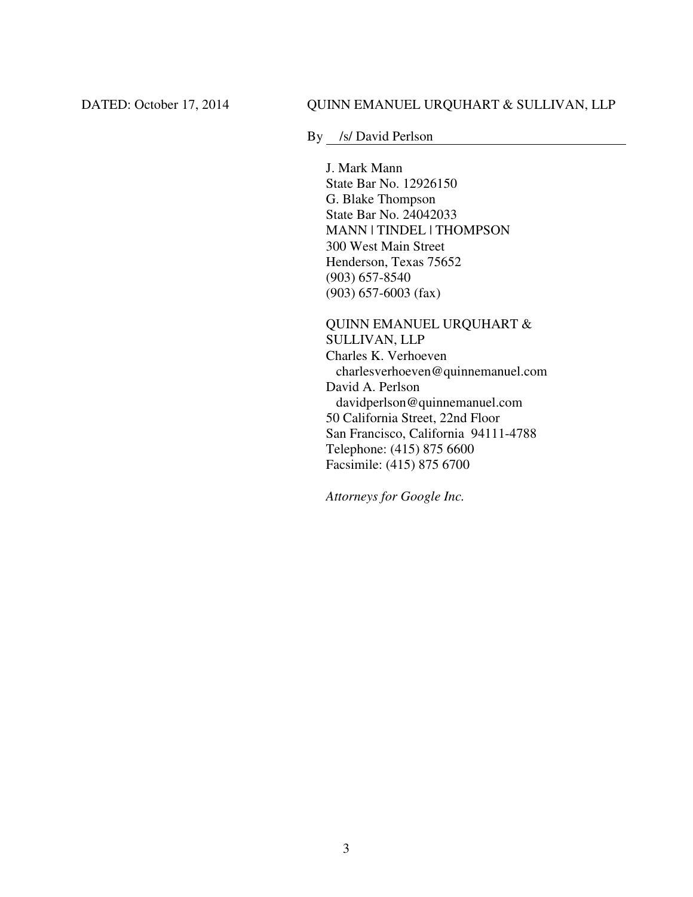DATED: October 17, 2014

QUINN EMANUEL URQUHART & SULLIVAN, LLP

By /s/ David Perlson

J. Mark Mann  
State Bar No. 12926150  
G. Blake Thompson  
State Bar No. 24042033  
MANN | TINDEL | THOMPSON  
300 West Main Street  
Henderson, Texas 75652  
(903) 657-8540  
(903) 657-6003 (fax)

QUINN EMANUEL URQUHART & SULLIVAN, LLP  
Charles K. Verhoeven  
charlesverhoeven@quinnemanuel.com  
David A. Perlson  
davidperlson@quinnemanuel.com  
50 California Street, 22nd Floor  
San Francisco, California 94111-4788  
Telephone: (415) 875 6600  
Facsimile: (415) 875 6700

*Attorneys for Google Inc.*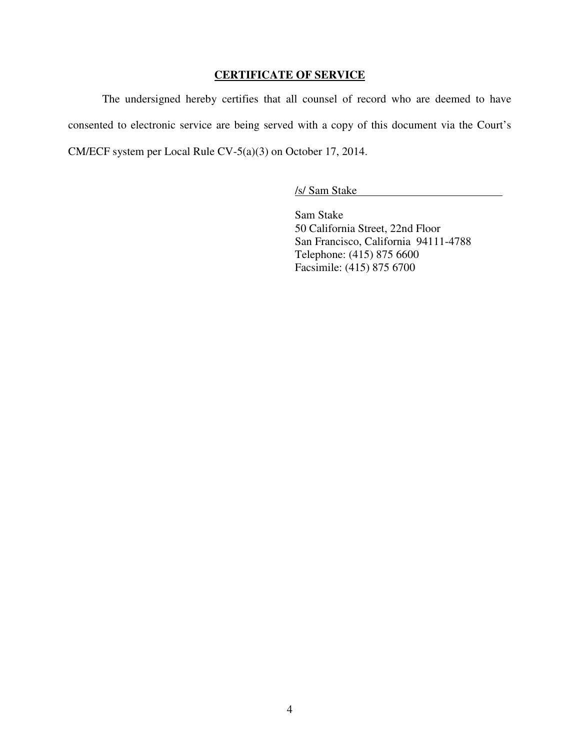## CERTIFICATE OF SERVICE

The undersigned hereby certifies that all counsel of record who are deemed to have consented to electronic service are being served with a copy of this document via the Court's CM/ECF system per Local Rule CV-5(a)(3) on October 17, 2014.

/s/ Sam Stake

Sam Stake
50 California Street, 22nd Floor
San Francisco, California 94111-4788
Telephone: (415) 875 6600
Facsimile: (415) 875 6700